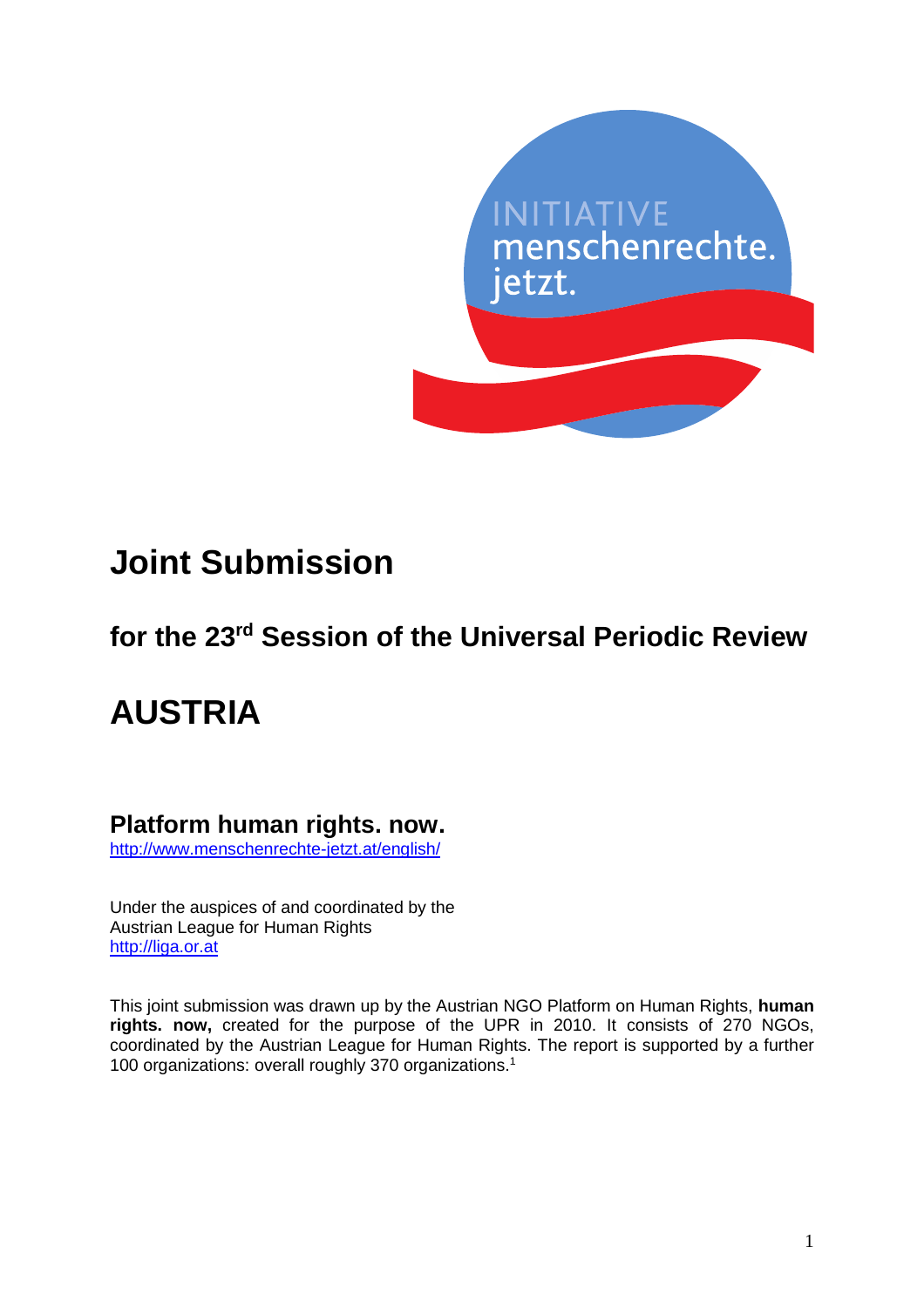INITIATIVE
menschenrechte.
jetzt.

# Joint Submission

## for the 23rd Session of the Universal Periodic Review

# AUSTRIA

### Platform human rights. now.

http://www.menschenrechte-jetzt.at/english/

Under the auspices of and coordinated by the
Austrian League for Human Rights
http://liga.or.at

This joint submission was drawn up by the Austrian NGO Platform on Human Rights, **human rights. now,** created for the purpose of the UPR in 2010. It consists of 270 NGOs, coordinated by the Austrian League for Human Rights. The report is supported by a further 100 organizations: overall roughly 370 organizations.[1]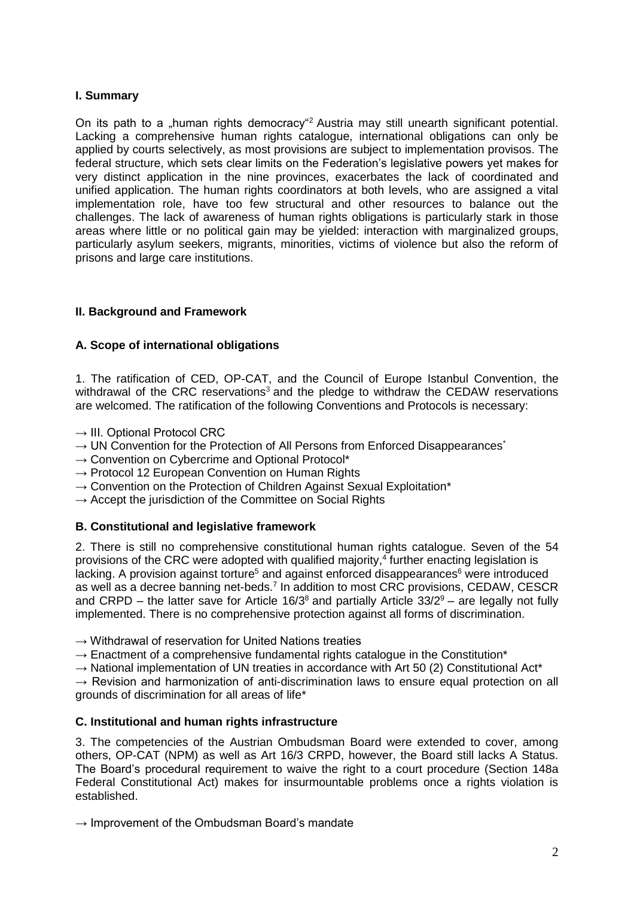## I. Summary

On its path to a „human rights democracy"[2] Austria may still unearth significant potential. Lacking a comprehensive human rights catalogue, international obligations can only be applied by courts selectively, as most provisions are subject to implementation provisos. The federal structure, which sets clear limits on the Federation's legislative powers yet makes for very distinct application in the nine provinces, exacerbates the lack of coordinated and unified application. The human rights coordinators at both levels, who are assigned a vital implementation role, have too few structural and other resources to balance out the challenges. The lack of awareness of human rights obligations is particularly stark in those areas where little or no political gain may be yielded: interaction with marginalized groups, particularly asylum seekers, migrants, minorities, victims of violence but also the reform of prisons and large care institutions.

## II. Background and Framework

### A. Scope of international obligations

1. The ratification of CED, OP-CAT, and the Council of Europe Istanbul Convention, the withdrawal of the CRC reservations[3] and the pledge to withdraw the CEDAW reservations are welcomed. The ratification of the following Conventions and Protocols is necessary:

→ III. Optional Protocol CRC
→ UN Convention for the Protection of All Persons from Enforced Disappearances*
→ Convention on Cybercrime and Optional Protocol*
→ Protocol 12 European Convention on Human Rights
→ Convention on the Protection of Children Against Sexual Exploitation*
→ Accept the jurisdiction of the Committee on Social Rights

### B. Constitutional and legislative framework

2. There is still no comprehensive constitutional human rights catalogue. Seven of the 54 provisions of the CRC were adopted with qualified majority,[4] further enacting legislation is lacking. A provision against torture[5] and against enforced disappearances[6] were introduced as well as a decree banning net-beds.[7] In addition to most CRC provisions, CEDAW, CESCR and CRPD – the latter save for Article 16/3[8] and partially Article 33/2[9] – are legally not fully implemented. There is no comprehensive protection against all forms of discrimination.

→ Withdrawal of reservation for United Nations treaties
→ Enactment of a comprehensive fundamental rights catalogue in the Constitution*
→ National implementation of UN treaties in accordance with Art 50 (2) Constitutional Act*
→ Revision and harmonization of anti-discrimination laws to ensure equal protection on all grounds of discrimination for all areas of life*

### C. Institutional and human rights infrastructure

3. The competencies of the Austrian Ombudsman Board were extended to cover, among others, OP-CAT (NPM) as well as Art 16/3 CRPD, however, the Board still lacks A Status. The Board's procedural requirement to waive the right to a court procedure (Section 148a Federal Constitutional Act) makes for insurmountable problems once a rights violation is established.

→ Improvement of the Ombudsman Board's mandate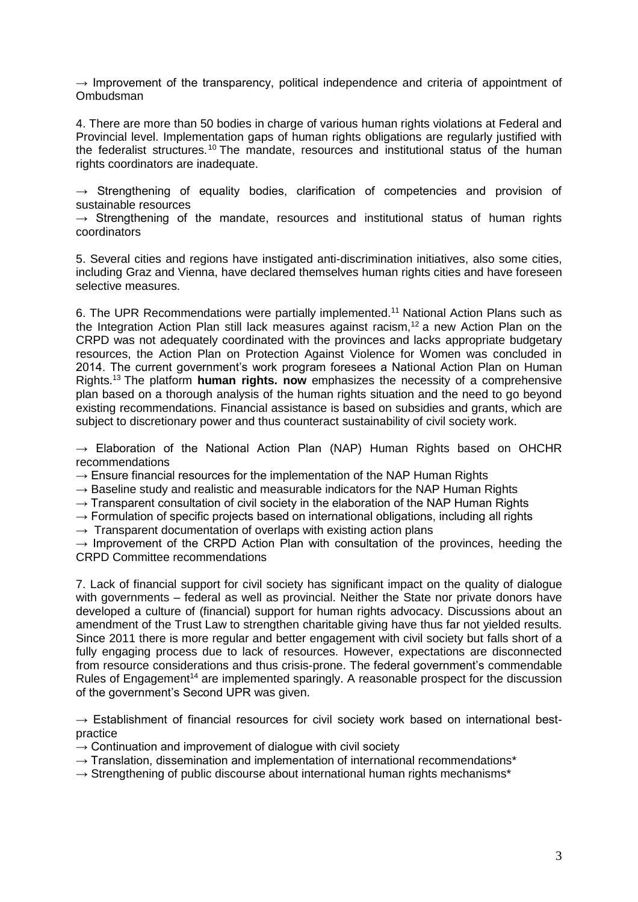→ Improvement of the transparency, political independence and criteria of appointment of Ombudsman

4. There are more than 50 bodies in charge of various human rights violations at Federal and Provincial level. Implementation gaps of human rights obligations are regularly justified with the federalist structures.[10] The mandate, resources and institutional status of the human rights coordinators are inadequate.

→ Strengthening of equality bodies, clarification of competencies and provision of sustainable resources
→ Strengthening of the mandate, resources and institutional status of human rights coordinators

5. Several cities and regions have instigated anti-discrimination initiatives, also some cities, including Graz and Vienna, have declared themselves human rights cities and have foreseen selective measures.

6. The UPR Recommendations were partially implemented.[11] National Action Plans such as the Integration Action Plan still lack measures against racism,[12] a new Action Plan on the CRPD was not adequately coordinated with the provinces and lacks appropriate budgetary resources, the Action Plan on Protection Against Violence for Women was concluded in 2014. The current government's work program foresees a National Action Plan on Human Rights.[13] The platform **human rights. now** emphasizes the necessity of a comprehensive plan based on a thorough analysis of the human rights situation and the need to go beyond existing recommendations. Financial assistance is based on subsidies and grants, which are subject to discretionary power and thus counteract sustainability of civil society work.

→ Elaboration of the National Action Plan (NAP) Human Rights based on OHCHR recommendations
→ Ensure financial resources for the implementation of the NAP Human Rights
→ Baseline study and realistic and measurable indicators for the NAP Human Rights
→ Transparent consultation of civil society in the elaboration of the NAP Human Rights
→ Formulation of specific projects based on international obligations, including all rights
→ Transparent documentation of overlaps with existing action plans
→ Improvement of the CRPD Action Plan with consultation of the provinces, heeding the CRPD Committee recommendations

7. Lack of financial support for civil society has significant impact on the quality of dialogue with governments – federal as well as provincial. Neither the State nor private donors have developed a culture of (financial) support for human rights advocacy. Discussions about an amendment of the Trust Law to strengthen charitable giving have thus far not yielded results. Since 2011 there is more regular and better engagement with civil society but falls short of a fully engaging process due to lack of resources. However, expectations are disconnected from resource considerations and thus crisis-prone. The federal government's commendable Rules of Engagement[14] are implemented sparingly. A reasonable prospect for the discussion of the government's Second UPR was given.

→ Establishment of financial resources for civil society work based on international best-practice
→ Continuation and improvement of dialogue with civil society
→ Translation, dissemination and implementation of international recommendations*
→ Strengthening of public discourse about international human rights mechanisms*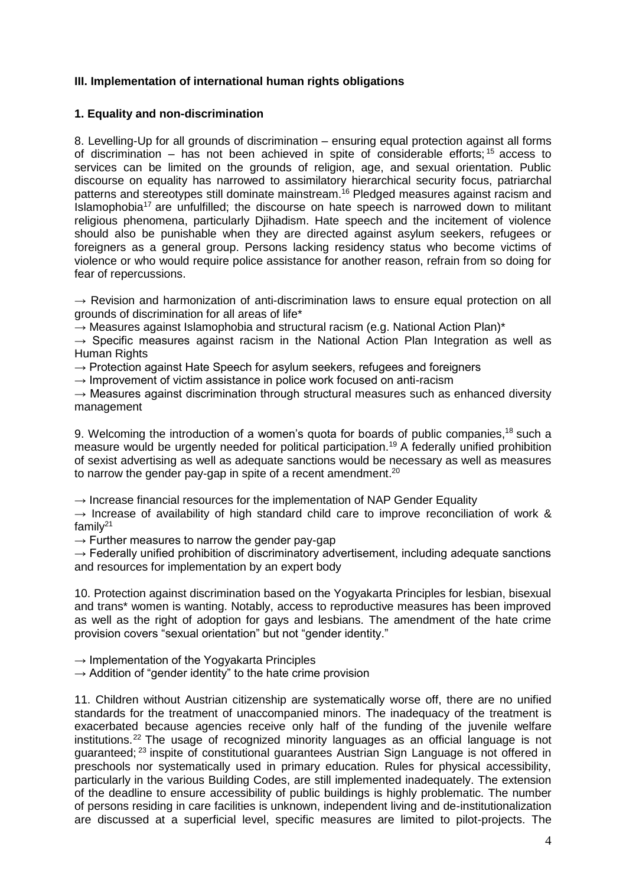**III. Implementation of international human rights obligations**

**1. Equality and non-discrimination**

8. Levelling-Up for all grounds of discrimination – ensuring equal protection against all forms of discrimination – has not been achieved in spite of considerable efforts;[15] access to services can be limited on the grounds of religion, age, and sexual orientation. Public discourse on equality has narrowed to assimilatory hierarchical security focus, patriarchal patterns and stereotypes still dominate mainstream.[16] Pledged measures against racism and Islamophobia[17] are unfulfilled; the discourse on hate speech is narrowed down to militant religious phenomena, particularly Djihadism. Hate speech and the incitement of violence should also be punishable when they are directed against asylum seekers, refugees or foreigners as a general group. Persons lacking residency status who become victims of violence or who would require police assistance for another reason, refrain from so doing for fear of repercussions.

→ Revision and harmonization of anti-discrimination laws to ensure equal protection on all grounds of discrimination for all areas of life*
→ Measures against Islamophobia and structural racism (e.g. National Action Plan)*
→ Specific measures against racism in the National Action Plan Integration as well as Human Rights
→ Protection against Hate Speech for asylum seekers, refugees and foreigners
→ Improvement of victim assistance in police work focused on anti-racism
→ Measures against discrimination through structural measures such as enhanced diversity management

9. Welcoming the introduction of a women's quota for boards of public companies,[18] such a measure would be urgently needed for political participation.[19] A federally unified prohibition of sexist advertising as well as adequate sanctions would be necessary as well as measures to narrow the gender pay-gap in spite of a recent amendment.[20]

→ Increase financial resources for the implementation of NAP Gender Equality
→ Increase of availability of high standard child care to improve reconciliation of work & family[21]
→ Further measures to narrow the gender pay-gap
→ Federally unified prohibition of discriminatory advertisement, including adequate sanctions and resources for implementation by an expert body

10. Protection against discrimination based on the Yogyakarta Principles for lesbian, bisexual and trans* women is wanting. Notably, access to reproductive measures has been improved as well as the right of adoption for gays and lesbians. The amendment of the hate crime provision covers "sexual orientation" but not "gender identity."

→ Implementation of the Yogyakarta Principles
→ Addition of "gender identity" to the hate crime provision

11. Children without Austrian citizenship are systematically worse off, there are no unified standards for the treatment of unaccompanied minors. The inadequacy of the treatment is exacerbated because agencies receive only half of the funding of the juvenile welfare institutions.[22] The usage of recognized minority languages as an official language is not guaranteed;[23] inspite of constitutional guarantees Austrian Sign Language is not offered in preschools nor systematically used in primary education. Rules for physical accessibility, particularly in the various Building Codes, are still implemented inadequately. The extension of the deadline to ensure accessibility of public buildings is highly problematic. The number of persons residing in care facilities is unknown, independent living and de-institutionalization are discussed at a superficial level, specific measures are limited to pilot-projects. The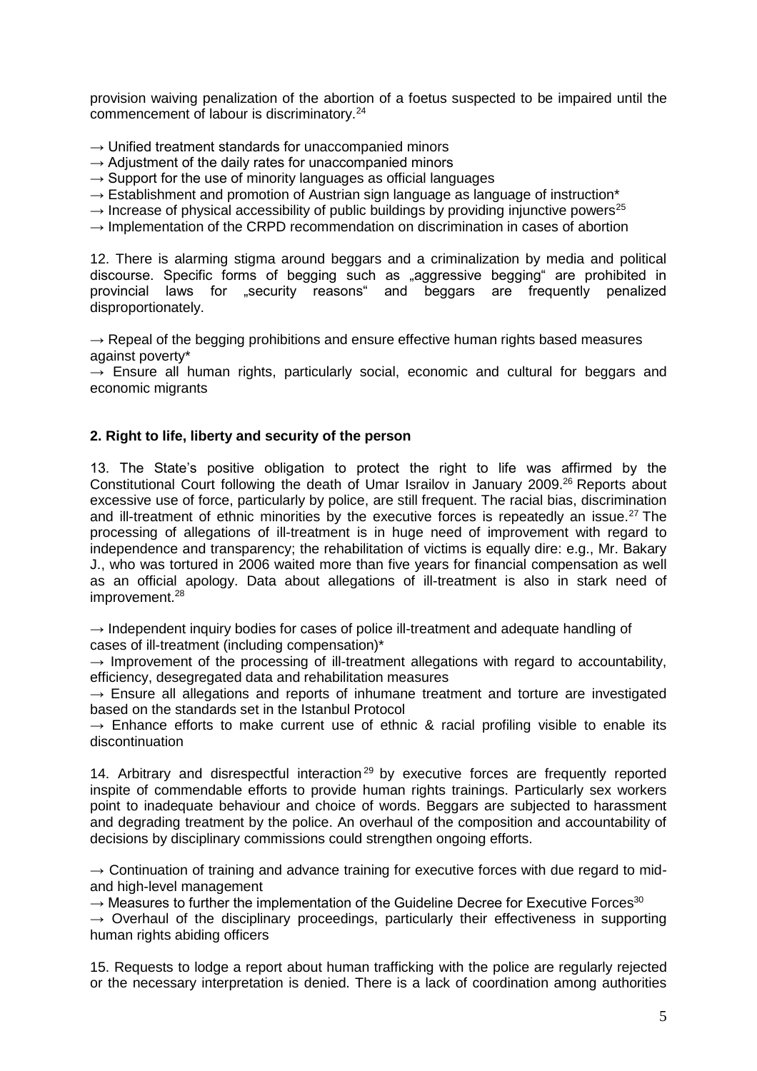provision waiving penalization of the abortion of a foetus suspected to be impaired until the commencement of labour is discriminatory.[24]

→ Unified treatment standards for unaccompanied minors
→ Adjustment of the daily rates for unaccompanied minors
→ Support for the use of minority languages as official languages
→ Establishment and promotion of Austrian sign language as language of instruction*
→ Increase of physical accessibility of public buildings by providing injunctive powers[25]
→ Implementation of the CRPD recommendation on discrimination in cases of abortion

12. There is alarming stigma around beggars and a criminalization by media and political discourse. Specific forms of begging such as „aggressive begging" are prohibited in provincial laws for „security reasons" and beggars are frequently penalized disproportionately.

→ Repeal of the begging prohibitions and ensure effective human rights based measures against poverty*
→ Ensure all human rights, particularly social, economic and cultural for beggars and economic migrants

**2. Right to life, liberty and security of the person**

13. The State's positive obligation to protect the right to life was affirmed by the Constitutional Court following the death of Umar Israilov in January 2009.[26] Reports about excessive use of force, particularly by police, are still frequent. The racial bias, discrimination and ill-treatment of ethnic minorities by the executive forces is repeatedly an issue.[27] The processing of allegations of ill-treatment is in huge need of improvement with regard to independence and transparency; the rehabilitation of victims is equally dire: e.g., Mr. Bakary J., who was tortured in 2006 waited more than five years for financial compensation as well as an official apology. Data about allegations of ill-treatment is also in stark need of improvement.[28]

→ Independent inquiry bodies for cases of police ill-treatment and adequate handling of cases of ill-treatment (including compensation)*
→ Improvement of the processing of ill-treatment allegations with regard to accountability, efficiency, desegregated data and rehabilitation measures
→ Ensure all allegations and reports of inhumane treatment and torture are investigated based on the standards set in the Istanbul Protocol
→ Enhance efforts to make current use of ethnic & racial profiling visible to enable its discontinuation

14. Arbitrary and disrespectful interaction[29] by executive forces are frequently reported inspite of commendable efforts to provide human rights trainings. Particularly sex workers point to inadequate behaviour and choice of words. Beggars are subjected to harassment and degrading treatment by the police. An overhaul of the composition and accountability of decisions by disciplinary commissions could strengthen ongoing efforts.

→ Continuation of training and advance training for executive forces with due regard to mid- and high-level management
→ Measures to further the implementation of the Guideline Decree for Executive Forces[30]
→ Overhaul of the disciplinary proceedings, particularly their effectiveness in supporting human rights abiding officers

15. Requests to lodge a report about human trafficking with the police are regularly rejected or the necessary interpretation is denied. There is a lack of coordination among authorities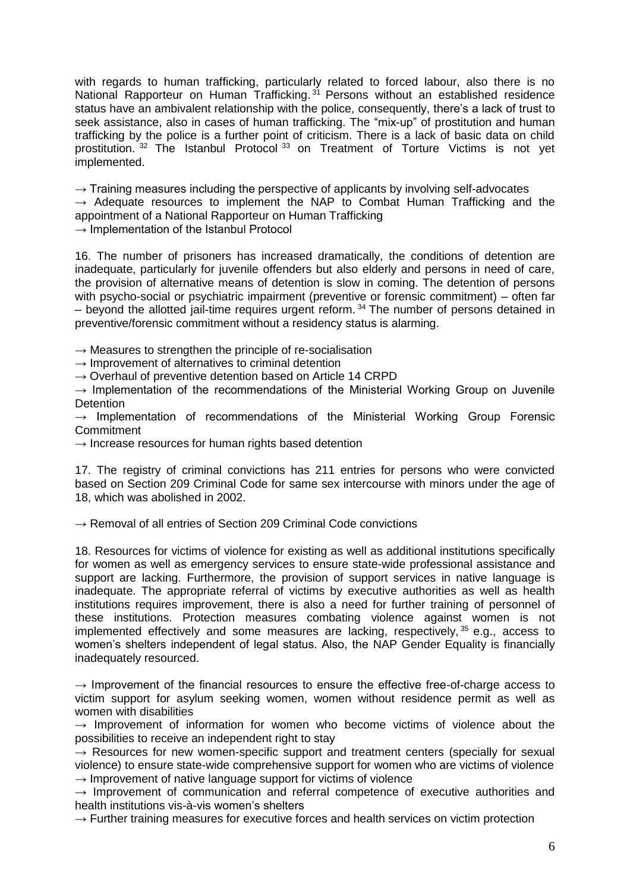with regards to human trafficking, particularly related to forced labour, also there is no National Rapporteur on Human Trafficking.[31] Persons without an established residence status have an ambivalent relationship with the police, consequently, there's a lack of trust to seek assistance, also in cases of human trafficking. The "mix-up" of prostitution and human trafficking by the police is a further point of criticism. There is a lack of basic data on child prostitution.[32] The Istanbul Protocol[33] on Treatment of Torture Victims is not yet implemented.

→ Training measures including the perspective of applicants by involving self-advocates
→ Adequate resources to implement the NAP to Combat Human Trafficking and the appointment of a National Rapporteur on Human Trafficking
→ Implementation of the Istanbul Protocol

16. The number of prisoners has increased dramatically, the conditions of detention are inadequate, particularly for juvenile offenders but also elderly and persons in need of care, the provision of alternative means of detention is slow in coming. The detention of persons with psycho-social or psychiatric impairment (preventive or forensic commitment) – often far – beyond the allotted jail-time requires urgent reform.[34] The number of persons detained in preventive/forensic commitment without a residency status is alarming.

→ Measures to strengthen the principle of re-socialisation
→ Improvement of alternatives to criminal detention
→ Overhaul of preventive detention based on Article 14 CRPD
→ Implementation of the recommendations of the Ministerial Working Group on Juvenile Detention
→ Implementation of recommendations of the Ministerial Working Group Forensic Commitment
→ Increase resources for human rights based detention

17. The registry of criminal convictions has 211 entries for persons who were convicted based on Section 209 Criminal Code for same sex intercourse with minors under the age of 18, which was abolished in 2002.

→ Removal of all entries of Section 209 Criminal Code convictions

18. Resources for victims of violence for existing as well as additional institutions specifically for women as well as emergency services to ensure state-wide professional assistance and support are lacking. Furthermore, the provision of support services in native language is inadequate. The appropriate referral of victims by executive authorities as well as health institutions requires improvement, there is also a need for further training of personnel of these institutions. Protection measures combating violence against women is not implemented effectively and some measures are lacking, respectively,[35] e.g., access to women's shelters independent of legal status. Also, the NAP Gender Equality is financially inadequately resourced.

→ Improvement of the financial resources to ensure the effective free-of-charge access to victim support for asylum seeking women, women without residence permit as well as women with disabilities
→ Improvement of information for women who become victims of violence about the possibilities to receive an independent right to stay
→ Resources for new women-specific support and treatment centers (specially for sexual violence) to ensure state-wide comprehensive support for women who are victims of violence
→ Improvement of native language support for victims of violence
→ Improvement of communication and referral competence of executive authorities and health institutions vis-à-vis women's shelters
→ Further training measures for executive forces and health services on victim protection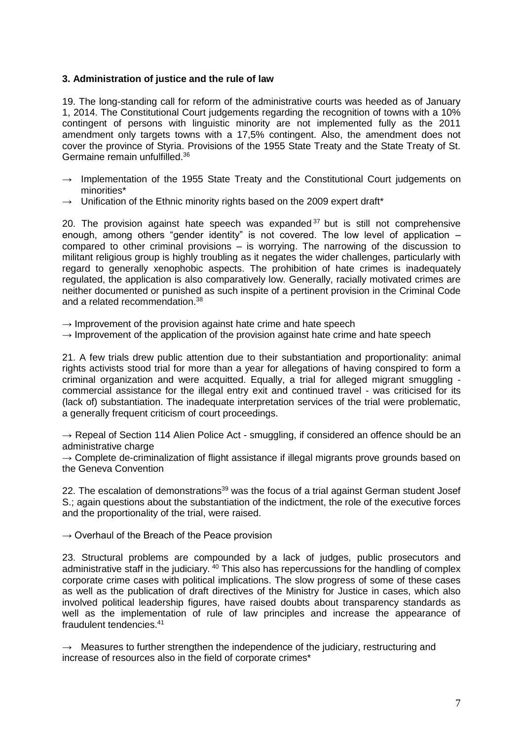**3. Administration of justice and the rule of law**

19. The long-standing call for reform of the administrative courts was heeded as of January 1, 2014. The Constitutional Court judgements regarding the recognition of towns with a 10% contingent of persons with linguistic minority are not implemented fully as the 2011 amendment only targets towns with a 17,5% contingent. Also, the amendment does not cover the province of Styria. Provisions of the 1955 State Treaty and the State Treaty of St. Germaine remain unfulfilled.[36]

→ Implementation of the 1955 State Treaty and the Constitutional Court judgements on minorities*

→ Unification of the Ethnic minority rights based on the 2009 expert draft*

20. The provision against hate speech was expanded[37] but is still not comprehensive enough, among others "gender identity" is not covered. The low level of application – compared to other criminal provisions – is worrying. The narrowing of the discussion to militant religious group is highly troubling as it negates the wider challenges, particularly with regard to generally xenophobic aspects. The prohibition of hate crimes is inadequately regulated, the application is also comparatively low. Generally, racially motivated crimes are neither documented or punished as such inspite of a pertinent provision in the Criminal Code and a related recommendation.[38]

→ Improvement of the provision against hate crime and hate speech

→ Improvement of the application of the provision against hate crime and hate speech

21. A few trials drew public attention due to their substantiation and proportionality: animal rights activists stood trial for more than a year for allegations of having conspired to form a criminal organization and were acquitted. Equally, a trial for alleged migrant smuggling - commercial assistance for the illegal entry exit and continued travel - was criticised for its (lack of) substantiation. The inadequate interpretation services of the trial were problematic, a generally frequent criticism of court proceedings.

→ Repeal of Section 114 Alien Police Act - smuggling, if considered an offence should be an administrative charge

→ Complete de-criminalization of flight assistance if illegal migrants prove grounds based on the Geneva Convention

22. The escalation of demonstrations[39] was the focus of a trial against German student Josef S.; again questions about the substantiation of the indictment, the role of the executive forces and the proportionality of the trial, were raised.

→ Overhaul of the Breach of the Peace provision

23. Structural problems are compounded by a lack of judges, public prosecutors and administrative staff in the judiciary.[40] This also has repercussions for the handling of complex corporate crime cases with political implications. The slow progress of some of these cases as well as the publication of draft directives of the Ministry for Justice in cases, which also involved political leadership figures, have raised doubts about transparency standards as well as the implementation of rule of law principles and increase the appearance of fraudulent tendencies.[41]

→ Measures to further strengthen the independence of the judiciary, restructuring and increase of resources also in the field of corporate crimes*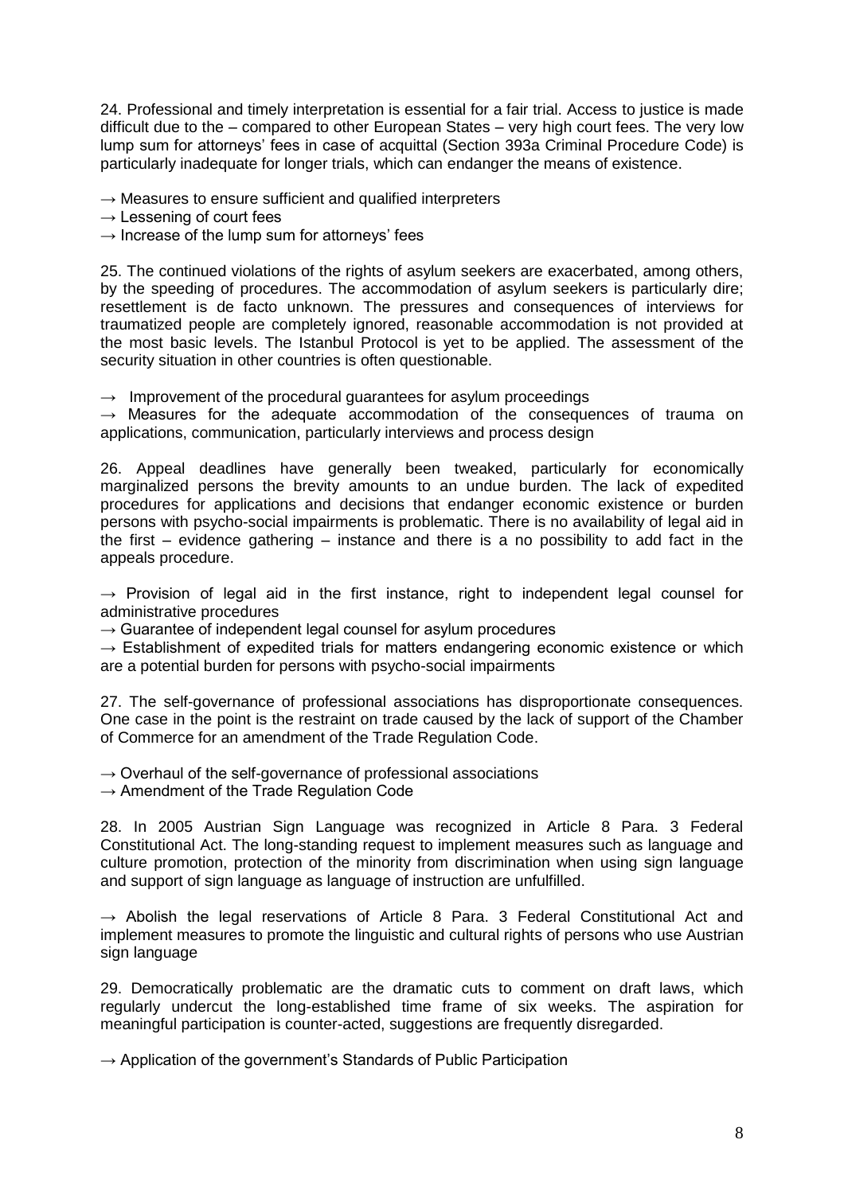24. Professional and timely interpretation is essential for a fair trial. Access to justice is made difficult due to the – compared to other European States – very high court fees. The very low lump sum for attorneys' fees in case of acquittal (Section 393a Criminal Procedure Code) is particularly inadequate for longer trials, which can endanger the means of existence.

→ Measures to ensure sufficient and qualified interpreters
→ Lessening of court fees
→ Increase of the lump sum for attorneys' fees

25. The continued violations of the rights of asylum seekers are exacerbated, among others, by the speeding of procedures. The accommodation of asylum seekers is particularly dire; resettlement is de facto unknown. The pressures and consequences of interviews for traumatized people are completely ignored, reasonable accommodation is not provided at the most basic levels. The Istanbul Protocol is yet to be applied. The assessment of the security situation in other countries is often questionable.

→ Improvement of the procedural guarantees for asylum proceedings
→ Measures for the adequate accommodation of the consequences of trauma on applications, communication, particularly interviews and process design

26. Appeal deadlines have generally been tweaked, particularly for economically marginalized persons the brevity amounts to an undue burden. The lack of expedited procedures for applications and decisions that endanger economic existence or burden persons with psycho-social impairments is problematic. There is no availability of legal aid in the first – evidence gathering – instance and there is a no possibility to add fact in the appeals procedure.

→ Provision of legal aid in the first instance, right to independent legal counsel for administrative procedures
→ Guarantee of independent legal counsel for asylum procedures
→ Establishment of expedited trials for matters endangering economic existence or which are a potential burden for persons with psycho-social impairments

27. The self-governance of professional associations has disproportionate consequences. One case in the point is the restraint on trade caused by the lack of support of the Chamber of Commerce for an amendment of the Trade Regulation Code.

→ Overhaul of the self-governance of professional associations
→ Amendment of the Trade Regulation Code

28. In 2005 Austrian Sign Language was recognized in Article 8 Para. 3 Federal Constitutional Act. The long-standing request to implement measures such as language and culture promotion, protection of the minority from discrimination when using sign language and support of sign language as language of instruction are unfulfilled.

→ Abolish the legal reservations of Article 8 Para. 3 Federal Constitutional Act and implement measures to promote the linguistic and cultural rights of persons who use Austrian sign language

29. Democratically problematic are the dramatic cuts to comment on draft laws, which regularly undercut the long-established time frame of six weeks. The aspiration for meaningful participation is counter-acted, suggestions are frequently disregarded.

→ Application of the government's Standards of Public Participation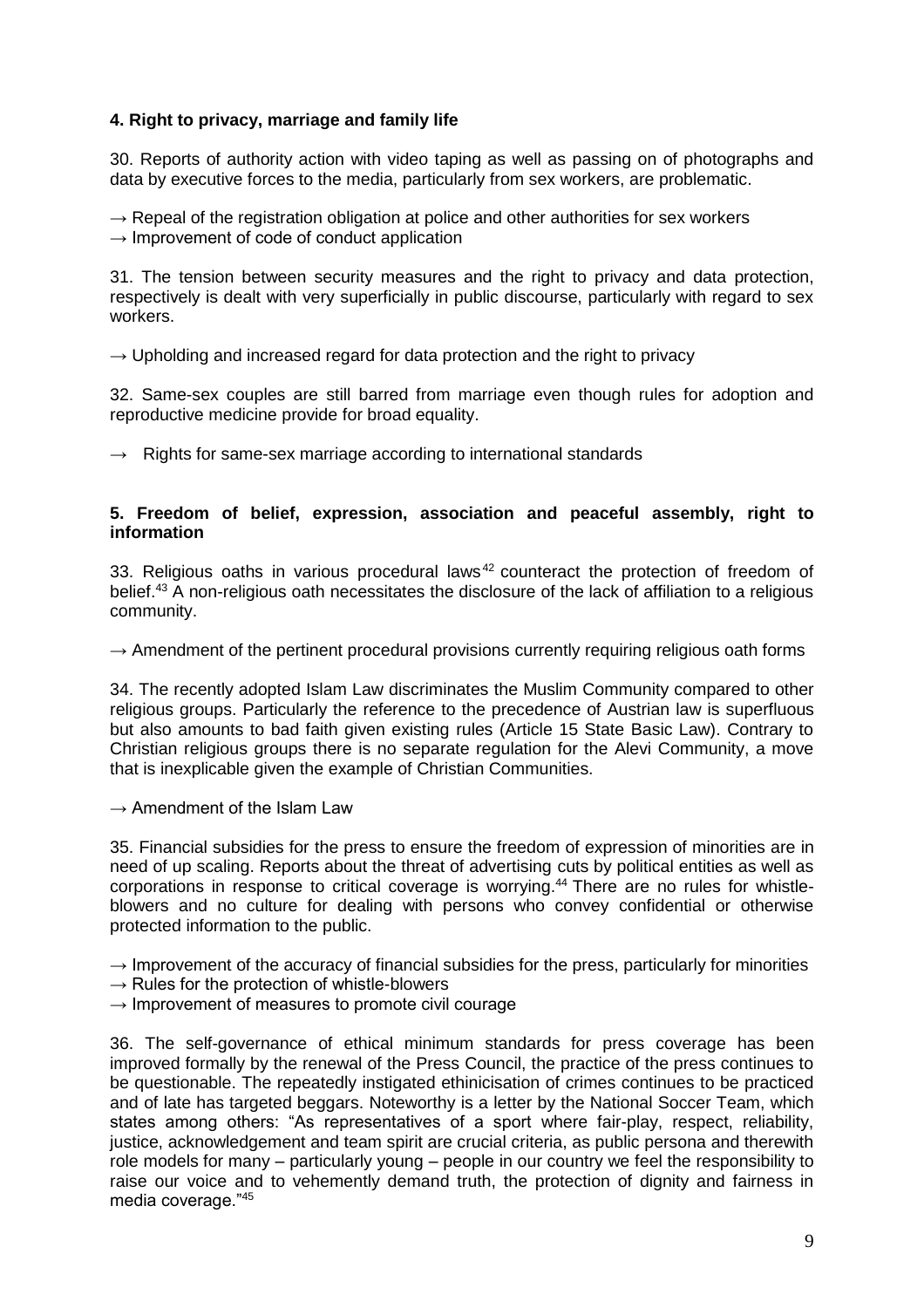**4. Right to privacy, marriage and family life**

30. Reports of authority action with video taping as well as passing on of photographs and data by executive forces to the media, particularly from sex workers, are problematic.

→ Repeal of the registration obligation at police and other authorities for sex workers
→ Improvement of code of conduct application

31. The tension between security measures and the right to privacy and data protection, respectively is dealt with very superficially in public discourse, particularly with regard to sex workers.

→ Upholding and increased regard for data protection and the right to privacy

32. Same-sex couples are still barred from marriage even though rules for adoption and reproductive medicine provide for broad equality.

→ Rights for same-sex marriage according to international standards

**5. Freedom of belief, expression, association and peaceful assembly, right to information**

33. Religious oaths in various procedural laws[42] counteract the protection of freedom of belief.[43] A non-religious oath necessitates the disclosure of the lack of affiliation to a religious community.

→ Amendment of the pertinent procedural provisions currently requiring religious oath forms

34. The recently adopted Islam Law discriminates the Muslim Community compared to other religious groups. Particularly the reference to the precedence of Austrian law is superfluous but also amounts to bad faith given existing rules (Article 15 State Basic Law). Contrary to Christian religious groups there is no separate regulation for the Alevi Community, a move that is inexplicable given the example of Christian Communities.

→ Amendment of the Islam Law

35. Financial subsidies for the press to ensure the freedom of expression of minorities are in need of up scaling. Reports about the threat of advertising cuts by political entities as well as corporations in response to critical coverage is worrying.[44] There are no rules for whistle-blowers and no culture for dealing with persons who convey confidential or otherwise protected information to the public.

→ Improvement of the accuracy of financial subsidies for the press, particularly for minorities
→ Rules for the protection of whistle-blowers
→ Improvement of measures to promote civil courage

36. The self-governance of ethical minimum standards for press coverage has been improved formally by the renewal of the Press Council, the practice of the press continues to be questionable. The repeatedly instigated ethinicisation of crimes continues to be practiced and of late has targeted beggars. Noteworthy is a letter by the National Soccer Team, which states among others: "As representatives of a sport where fair-play, respect, reliability, justice, acknowledgement and team spirit are crucial criteria, as public persona and therewith role models for many – particularly young – people in our country we feel the responsibility to raise our voice and to vehemently demand truth, the protection of dignity and fairness in media coverage."[45]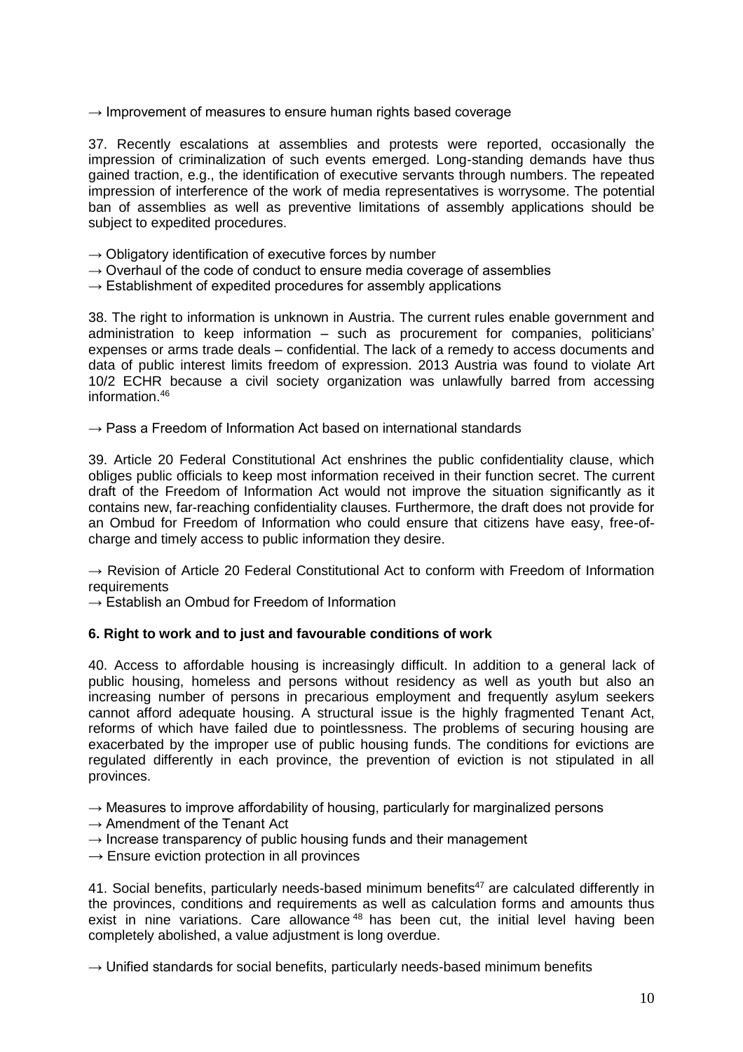→ Improvement of measures to ensure human rights based coverage

37. Recently escalations at assemblies and protests were reported, occasionally the impression of criminalization of such events emerged. Long-standing demands have thus gained traction, e.g., the identification of executive servants through numbers. The repeated impression of interference of the work of media representatives is worrysome. The potential ban of assemblies as well as preventive limitations of assembly applications should be subject to expedited procedures.

→ Obligatory identification of executive forces by number
→ Overhaul of the code of conduct to ensure media coverage of assemblies
→ Establishment of expedited procedures for assembly applications

38. The right to information is unknown in Austria. The current rules enable government and administration to keep information – such as procurement for companies, politicians' expenses or arms trade deals – confidential. The lack of a remedy to access documents and data of public interest limits freedom of expression. 2013 Austria was found to violate Art 10/2 ECHR because a civil society organization was unlawfully barred from accessing information.[46]

→ Pass a Freedom of Information Act based on international standards

39. Article 20 Federal Constitutional Act enshrines the public confidentiality clause, which obliges public officials to keep most information received in their function secret. The current draft of the Freedom of Information Act would not improve the situation significantly as it contains new, far-reaching confidentiality clauses. Furthermore, the draft does not provide for an Ombud for Freedom of Information who could ensure that citizens have easy, free-of-charge and timely access to public information they desire.

→ Revision of Article 20 Federal Constitutional Act to conform with Freedom of Information requirements
→ Establish an Ombud for Freedom of Information

### 6. Right to work and to just and favourable conditions of work

40. Access to affordable housing is increasingly difficult. In addition to a general lack of public housing, homeless and persons without residency as well as youth but also an increasing number of persons in precarious employment and frequently asylum seekers cannot afford adequate housing. A structural issue is the highly fragmented Tenant Act, reforms of which have failed due to pointlessness. The problems of securing housing are exacerbated by the improper use of public housing funds. The conditions for evictions are regulated differently in each province, the prevention of eviction is not stipulated in all provinces.

→ Measures to improve affordability of housing, particularly for marginalized persons
→ Amendment of the Tenant Act
→ Increase transparency of public housing funds and their management
→ Ensure eviction protection in all provinces

41. Social benefits, particularly needs-based minimum benefits[47] are calculated differently in the provinces, conditions and requirements as well as calculation forms and amounts thus exist in nine variations. Care allowance[48] has been cut, the initial level having been completely abolished, a value adjustment is long overdue.

→ Unified standards for social benefits, particularly needs-based minimum benefits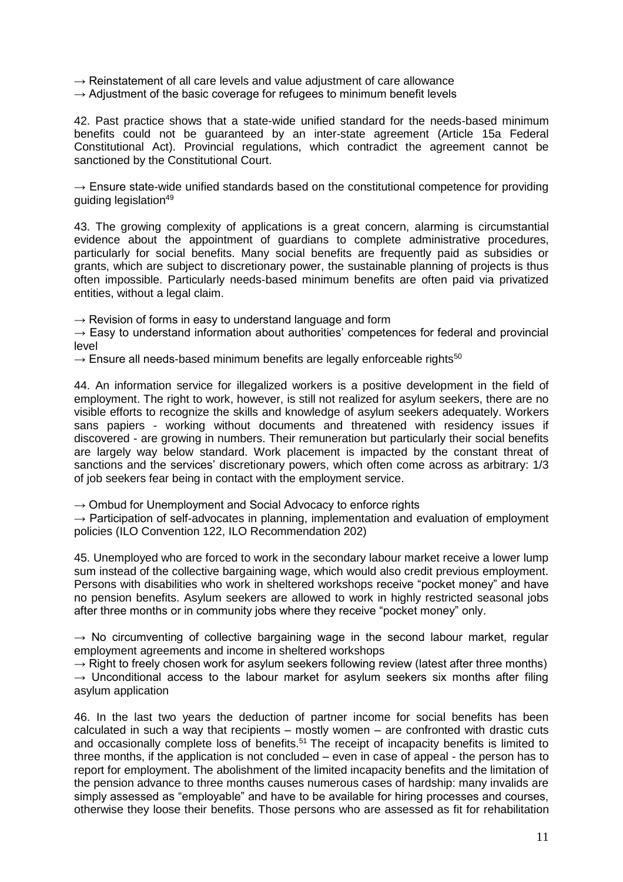→ Reinstatement of all care levels and value adjustment of care allowance
→ Adjustment of the basic coverage for refugees to minimum benefit levels

42. Past practice shows that a state-wide unified standard for the needs-based minimum benefits could not be guaranteed by an inter-state agreement (Article 15a Federal Constitutional Act). Provincial regulations, which contradict the agreement cannot be sanctioned by the Constitutional Court.

→ Ensure state-wide unified standards based on the constitutional competence for providing guiding legislation[49]

43. The growing complexity of applications is a great concern, alarming is circumstantial evidence about the appointment of guardians to complete administrative procedures, particularly for social benefits. Many social benefits are frequently paid as subsidies or grants, which are subject to discretionary power, the sustainable planning of projects is thus often impossible. Particularly needs-based minimum benefits are often paid via privatized entities, without a legal claim.

→ Revision of forms in easy to understand language and form
→ Easy to understand information about authorities' competences for federal and provincial level
→ Ensure all needs-based minimum benefits are legally enforceable rights[50]

44. An information service for illegalized workers is a positive development in the field of employment. The right to work, however, is still not realized for asylum seekers, there are no visible efforts to recognize the skills and knowledge of asylum seekers adequately. Workers sans papiers - working without documents and threatened with residency issues if discovered - are growing in numbers. Their remuneration but particularly their social benefits are largely way below standard. Work placement is impacted by the constant threat of sanctions and the services' discretionary powers, which often come across as arbitrary: 1/3 of job seekers fear being in contact with the employment service.

→ Ombud for Unemployment and Social Advocacy to enforce rights
→ Participation of self-advocates in planning, implementation and evaluation of employment policies (ILO Convention 122, ILO Recommendation 202)

45. Unemployed who are forced to work in the secondary labour market receive a lower lump sum instead of the collective bargaining wage, which would also credit previous employment. Persons with disabilities who work in sheltered workshops receive "pocket money" and have no pension benefits. Asylum seekers are allowed to work in highly restricted seasonal jobs after three months or in community jobs where they receive "pocket money" only.

→ No circumventing of collective bargaining wage in the second labour market, regular employment agreements and income in sheltered workshops
→ Right to freely chosen work for asylum seekers following review (latest after three months)
→ Unconditional access to the labour market for asylum seekers six months after filing asylum application

46. In the last two years the deduction of partner income for social benefits has been calculated in such a way that recipients – mostly women – are confronted with drastic cuts and occasionally complete loss of benefits.[51] The receipt of incapacity benefits is limited to three months, if the application is not concluded – even in case of appeal - the person has to report for employment. The abolishment of the limited incapacity benefits and the limitation of the pension advance to three months causes numerous cases of hardship: many invalids are simply assessed as "employable" and have to be available for hiring processes and courses, otherwise they loose their benefits. Those persons who are assessed as fit for rehabilitation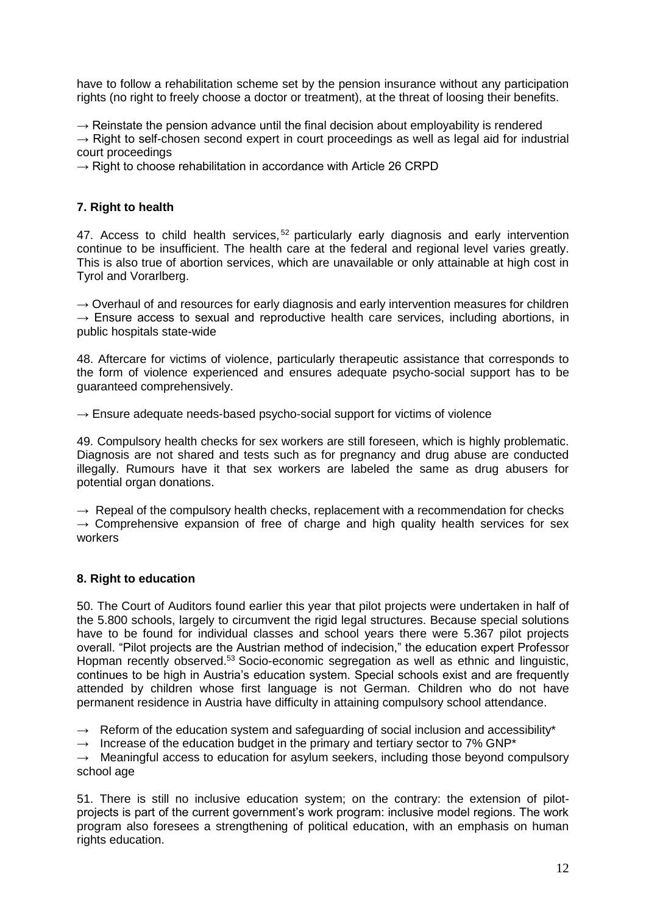have to follow a rehabilitation scheme set by the pension insurance without any participation rights (no right to freely choose a doctor or treatment), at the threat of loosing their benefits.

→ Reinstate the pension advance until the final decision about employability is rendered
→ Right to self-chosen second expert in court proceedings as well as legal aid for industrial court proceedings
→ Right to choose rehabilitation in accordance with Article 26 CRPD

### 7. Right to health

47. Access to child health services,[52] particularly early diagnosis and early intervention continue to be insufficient. The health care at the federal and regional level varies greatly. This is also true of abortion services, which are unavailable or only attainable at high cost in Tyrol and Vorarlberg.

→ Overhaul of and resources for early diagnosis and early intervention measures for children
→ Ensure access to sexual and reproductive health care services, including abortions, in public hospitals state-wide

48. Aftercare for victims of violence, particularly therapeutic assistance that corresponds to the form of violence experienced and ensures adequate psycho-social support has to be guaranteed comprehensively.

→ Ensure adequate needs-based psycho-social support for victims of violence

49. Compulsory health checks for sex workers are still foreseen, which is highly problematic. Diagnosis are not shared and tests such as for pregnancy and drug abuse are conducted illegally. Rumours have it that sex workers are labeled the same as drug abusers for potential organ donations.

→ Repeal of the compulsory health checks, replacement with a recommendation for checks
→ Comprehensive expansion of free of charge and high quality health services for sex workers

### 8. Right to education

50. The Court of Auditors found earlier this year that pilot projects were undertaken in half of the 5.800 schools, largely to circumvent the rigid legal structures. Because special solutions have to be found for individual classes and school years there were 5.367 pilot projects overall. "Pilot projects are the Austrian method of indecision," the education expert Professor Hopman recently observed.[53] Socio-economic segregation as well as ethnic and linguistic, continues to be high in Austria's education system. Special schools exist and are frequently attended by children whose first language is not German. Children who do not have permanent residence in Austria have difficulty in attaining compulsory school attendance.

→ Reform of the education system and safeguarding of social inclusion and accessibility*
→ Increase of the education budget in the primary and tertiary sector to 7% GNP*
→ Meaningful access to education for asylum seekers, including those beyond compulsory school age

51. There is still no inclusive education system; on the contrary: the extension of pilot-projects is part of the current government's work program: inclusive model regions. The work program also foresees a strengthening of political education, with an emphasis on human rights education.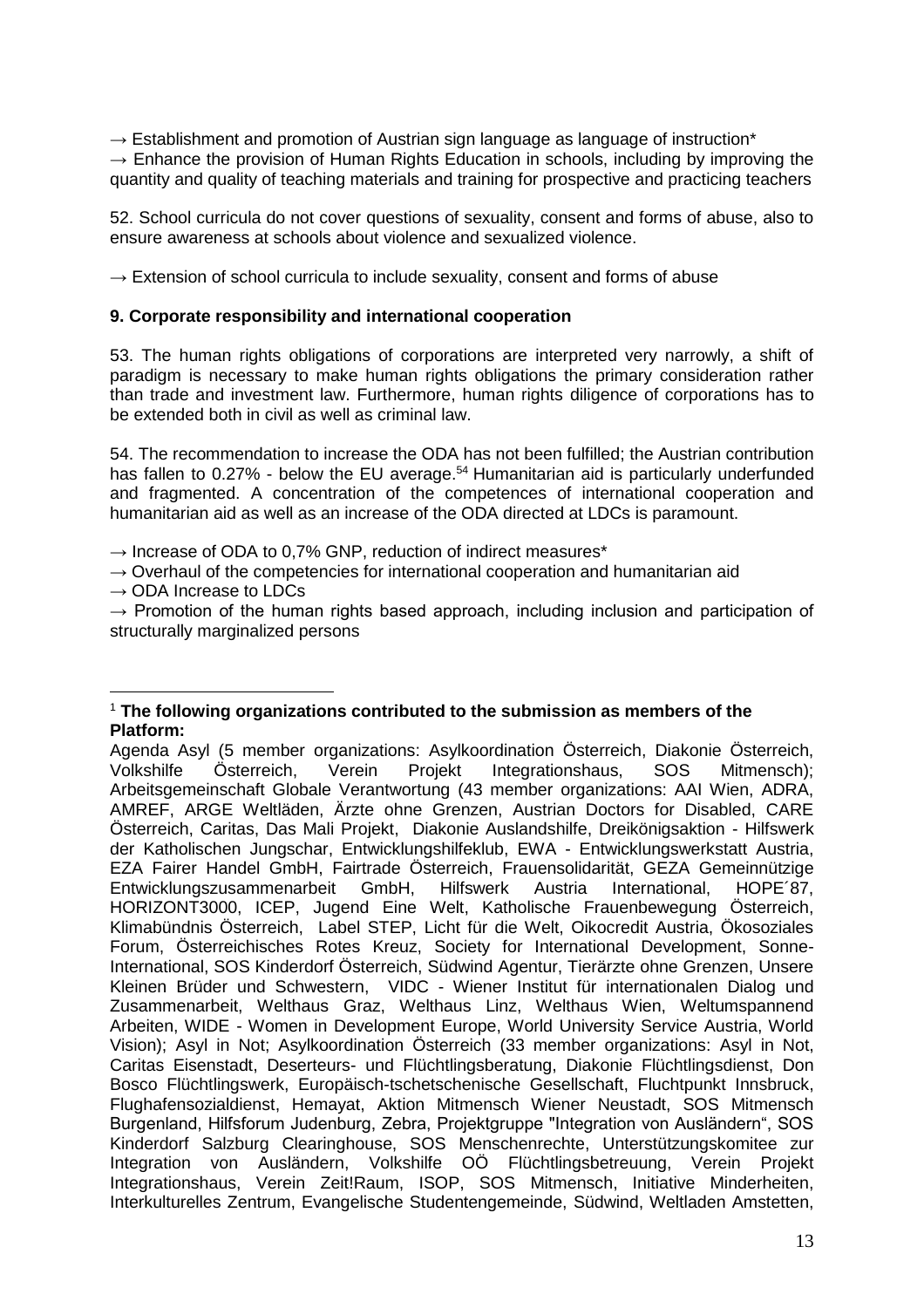→ Establishment and promotion of Austrian sign language as language of instruction*
→ Enhance the provision of Human Rights Education in schools, including by improving the quantity and quality of teaching materials and training for prospective and practicing teachers

52. School curricula do not cover questions of sexuality, consent and forms of abuse, also to ensure awareness at schools about violence and sexualized violence.

→ Extension of school curricula to include sexuality, consent and forms of abuse

**9. Corporate responsibility and international cooperation**

53. The human rights obligations of corporations are interpreted very narrowly, a shift of paradigm is necessary to make human rights obligations the primary consideration rather than trade and investment law. Furthermore, human rights diligence of corporations has to be extended both in civil as well as criminal law.

54. The recommendation to increase the ODA has not been fulfilled; the Austrian contribution has fallen to 0.27% - below the EU average.[54] Humanitarian aid is particularly underfunded and fragmented. A concentration of the competences of international cooperation and humanitarian aid as well as an increase of the ODA directed at LDCs is paramount.

→ Increase of ODA to 0,7% GNP, reduction of indirect measures*
→ Overhaul of the competencies for international cooperation and humanitarian aid
→ ODA Increase to LDCs
→ Promotion of the human rights based approach, including inclusion and participation of structurally marginalized persons

---

[1] **The following organizations contributed to the submission as members of the Platform:**

Agenda Asyl (5 member organizations: Asylkoordination Österreich, Diakonie Österreich, Volkshilfe Österreich, Verein Projekt Integrationshaus, SOS Mitmensch); Arbeitsgemeinschaft Globale Verantwortung (43 member organizations: AAI Wien, ADRA, AMREF, ARGE Weltläden, Ärzte ohne Grenzen, Austrian Doctors for Disabled, CARE Österreich, Caritas, Das Mali Projekt, Diakonie Auslandshilfe, Dreikönigsaktion - Hilfswerk der Katholischen Jungschar, Entwicklungshilfeklub, EWA - Entwicklungswerkstatt Austria, EZA Fairer Handel GmbH, Fairtrade Österreich, Frauensolidarität, GEZA Gemeinnützige Entwicklungszusammenarbeit GmbH, Hilfswerk Austria International, HOPE´87, HORIZONT3000, ICEP, Jugend Eine Welt, Katholische Frauenbewegung Österreich, Klimabündnis Österreich, Label STEP, Licht für die Welt, Oikocredit Austria, Ökosoziales Forum, Österreichisches Rotes Kreuz, Society for International Development, Sonne-International, SOS Kinderdorf Österreich, Südwind Agentur, Tierärzte ohne Grenzen, Unsere Kleinen Brüder und Schwestern, VIDC - Wiener Institut für internationalen Dialog und Zusammenarbeit, Welthaus Graz, Welthaus Linz, Welthaus Wien, Weltumspannend Arbeiten, WIDE - Women in Development Europe, World University Service Austria, World Vision); Asyl in Not; Asylkoordination Österreich (33 member organizations: Asyl in Not, Caritas Eisenstadt, Deserteurs- und Flüchtlingsberatung, Diakonie Flüchtlingsdienst, Don Bosco Flüchtlingswerk, Europäisch-tschetschenische Gesellschaft, Fluchtpunkt Innsbruck, Flughafensozialdienst, Hemayat, Aktion Mitmensch Wiener Neustadt, SOS Mitmensch Burgenland, Hilfsforum Judenburg, Zebra, Projektgruppe "Integration von Ausländern", SOS Kinderdorf Salzburg Clearinghouse, SOS Menschenrechte, Unterstützungskomitee zur Integration von Ausländern, Volkshilfe OÖ Flüchtlingsbetreuung, Verein Projekt Integrationshaus, Verein Zeit!Raum, ISOP, SOS Mitmensch, Initiative Minderheiten, Interkulturelles Zentrum, Evangelische Studentengemeinde, Südwind, Weltladen Amstetten,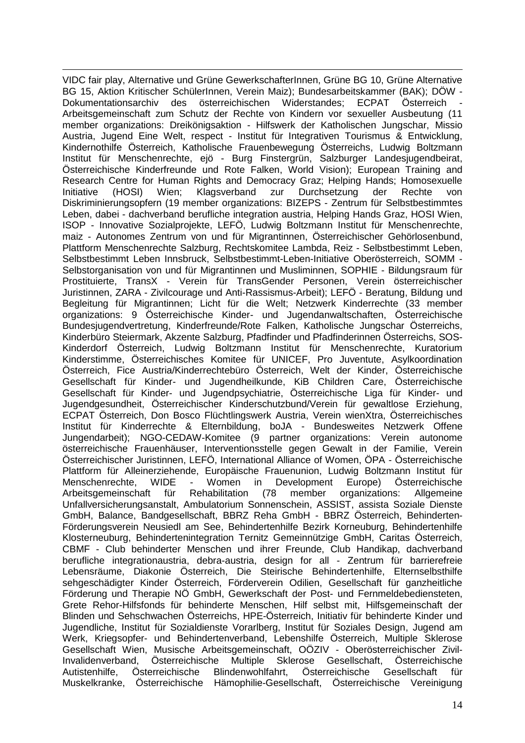VIDC fair play, Alternative und Grüne GewerkschafterInnen, Grüne BG 10, Grüne Alternative BG 15, Aktion Kritischer SchülerInnen, Verein Maiz); Bundesarbeitskammer (BAK); DÖW - Dokumentationsarchiv des österreichischen Widerstandes; ECPAT Österreich - Arbeitsgemeinschaft zum Schutz der Rechte von Kindern vor sexueller Ausbeutung (11 member organizations: Dreikönigsaktion - Hilfswerk der Katholischen Jungschar, Missio Austria, Jugend Eine Welt, respect - Institut für Integrativen Tourismus & Entwicklung, Kindernothilfe Österreich, Katholische Frauenbewegung Österreichs, Ludwig Boltzmann Institut für Menschenrechte, ejö - Burg Finstergrün, Salzburger Landesjugendbeirat, Österreichische Kinderfreunde und Rote Falken, World Vision); European Training and Research Centre for Human Rights and Democracy Graz; Helping Hands; Homosexuelle Initiative (HOSI) Wien; Klagsverband zur Durchsetzung der Rechte von Diskriminierungsopfern (19 member organizations: BIZEPS - Zentrum für Selbstbestimmtes Leben, dabei - dachverband berufliche integration austria, Helping Hands Graz, HOSI Wien, ISOP - Innovative Sozialprojekte, LEFÖ, Ludwig Boltzmann Institut für Menschenrechte, maiz - Autonomes Zentrum von und für Migrantinnen, Österreichischer Gehörlosenbund, Plattform Menschenrechte Salzburg, Rechtskomitee Lambda, Reiz - Selbstbestimmt Leben, Selbstbestimmt Leben Innsbruck, Selbstbestimmt-Leben-Initiative Oberösterreich, SOMM - Selbstorganisation von und für Migrantinnen und Musliminnen, SOPHIE - Bildungsraum für Prostituierte, TransX - Verein für TransGender Personen, Verein österreichischer Juristinnen, ZARA - Zivilcourage und Anti-Rassismus-Arbeit); LEFÖ - Beratung, Bildung und Begleitung für Migrantinnen; Licht für die Welt; Netzwerk Kinderrechte (33 member organizations: 9 Österreichische Kinder- und Jugendanwaltschaften, Österreichische Bundesjugendvertretung, Kinderfreunde/Rote Falken, Katholische Jungschar Österreichs, Kinderbüro Steiermark, Akzente Salzburg, Pfadfinder und Pfadfinderinnen Österreichs, SOS-Kinderdorf Österreich, Ludwig Boltzmann Institut für Menschenrechte, Kuratorium Kinderstimme, Österreichisches Komitee für UNICEF, Pro Juventute, Asylkoordination Österreich, Fice Austria/Kinderrechtebüro Österreich, Welt der Kinder, Österreichische Gesellschaft für Kinder- und Jugendheilkunde, KiB Children Care, Österreichische Gesellschaft für Kinder- und Jugendpsychiatrie, Österreichische Liga für Kinder- und Jugendgesundheit, Österreichischer Kinderschutzbund/Verein für gewaltlose Erziehung, ECPAT Österreich, Don Bosco Flüchtlingswerk Austria, Verein wienXtra, Österreichisches Institut für Kinderrechte & Elternbildung, boJA - Bundesweites Netzwerk Offene Jungendarbeit); NGO-CEDAW-Komitee (9 partner organizations: Verein autonome österreichische Frauenhäuser, Interventionsstelle gegen Gewalt in der Familie, Verein Österreichischer Juristinnen, LEFÖ, International Alliance of Women, ÖPA - Österreichische Plattform für Alleinerziehende, Europäische Frauenunion, Ludwig Boltzmann Institut für Menschenrechte, WIDE - Women in Development Europe) Österreichische Arbeitsgemeinschaft für Rehabilitation (78 member organizations: Allgemeine Unfallversicherungsanstalt, Ambulatorium Sonnenschein, ASSIST, assista Soziale Dienste GmbH, Balance, Bandgesellschaft, BBRZ Reha GmbH - BBRZ Österreich, Behinderten-Förderungsverein Neusiedl am See, Behindertenhilfe Bezirk Korneuburg, Behindertenhilfe Klosterneuburg, Behindertenintegration Ternitz Gemeinnützige GmbH, Caritas Österreich, CBMF - Club behinderter Menschen und ihrer Freunde, Club Handikap, dachverband berufliche integrationaustria, debra-austria, design for all - Zentrum für barrierefreie Lebensräume, Diakonie Österreich, Die Steirische Behindertenhilfe, Elternselbsthilfe sehgeschädigter Kinder Österreich, Förderverein Odilien, Gesellschaft für ganzheitliche Förderung und Therapie NÖ GmbH, Gewerkschaft der Post- und Fernmeldebediensteten, Grete Rehor-Hilfsfonds für behinderte Menschen, Hilf selbst mit, Hilfsgemeinschaft der Blinden und Sehschwachen Österreichs, HPE-Österreich, Initiativ für behinderte Kinder und Jugendliche, Institut für Sozialdienste Vorarlberg, Institut für Soziales Design, Jugend am Werk, Kriegsopfer- und Behindertenverband, Lebenshilfe Österreich, Multiple Sklerose Gesellschaft Wien, Musische Arbeitsgemeinschaft, OÖZIV - Oberösterreichischer Zivil-Invalidenverband, Österreichische Multiple Sklerose Gesellschaft, Österreichische Autistenhilfe, Österreichische Blindenwohlfahrt, Österreichische Gesellschaft für Muskelkranke, Österreichische Hämophilie-Gesellschaft, Österreichische Vereinigung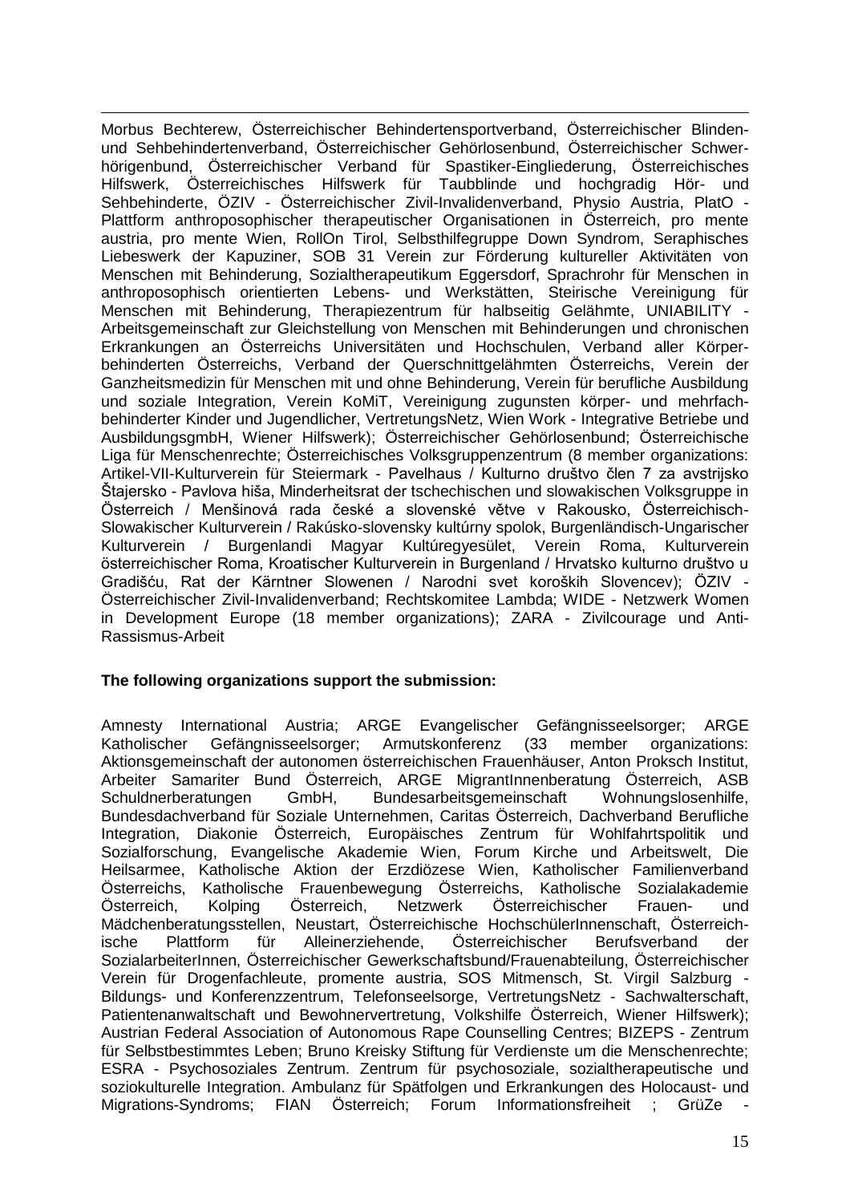Morbus Bechterew, Österreichischer Behindertensportverband, Österreichischer Blinden- und Sehbehindertenverband, Österreichischer Gehörlosenbund, Österreichischer Schwerhörigenbund, Österreichischer Verband für Spastiker-Eingliederung, Österreichisches Hilfswerk, Österreichisches Hilfswerk für Taubblinde und hochgradig Hör- und Sehbehinderte, ÖZIV - Österreichischer Zivil-Invalidenverband, Physio Austria, PlatO - Plattform anthroposophischer therapeutischer Organisationen in Österreich, pro mente austria, pro mente Wien, RollOn Tirol, Selbsthilfegruppe Down Syndrom, Seraphisches Liebeswerk der Kapuziner, SOB 31 Verein zur Förderung kultureller Aktivitäten von Menschen mit Behinderung, Sozialtherapeutikum Eggersdorf, Sprachrohr für Menschen in anthroposophisch orientierten Lebens- und Werkstätten, Steirische Vereinigung für Menschen mit Behinderung, Therapiezentrum für halbseitig Gelähmte, UNIABILITY - Arbeitsgemeinschaft zur Gleichstellung von Menschen mit Behinderungen und chronischen Erkrankungen an Österreichs Universitäten und Hochschulen, Verband aller Körperbehinderten Österreichs, Verband der Querschnittgelähmten Österreichs, Verein der Ganzheitsmedizin für Menschen mit und ohne Behinderung, Verein für berufliche Ausbildung und soziale Integration, Verein KoMiT, Vereinigung zugunsten körper- und mehrfachbehinderter Kinder und Jugendlicher, VertretungsNetz, Wien Work - Integrative Betriebe und AusbildungsgmbH, Wiener Hilfswerk); Österreichischer Gehörlosenbund; Österreichische Liga für Menschenrechte; Österreichisches Volksgruppenzentrum (8 member organizations: Artikel-VII-Kulturverein für Steiermark - Pavelhaus / Kulturno društvo člen 7 za avstrijsko Štajersko - Pavlova hiša, Minderheitsrat der tschechischen und slowakischen Volksgruppe in Österreich / Menšinová rada české a slovenské větve v Rakousko, Österreichisch-Slowakischer Kulturverein / Rakúsko-slovensky kultúrny spolok, Burgenländisch-Ungarischer Kulturverein / Burgenlandi Magyar Kultúregyesület, Verein Roma, Kulturverein österreichischer Roma, Kroatischer Kulturverein in Burgenland / Hrvatsko kulturno društvo u Gradišću, Rat der Kärntner Slowenen / Narodni svet koroških Slovencev); ÖZIV - Österreichischer Zivil-Invalidenverband; Rechtskomitee Lambda; WIDE - Netzwerk Women in Development Europe (18 member organizations); ZARA - Zivilcourage und Anti-Rassismus-Arbeit

**The following organizations support the submission:**

Amnesty International Austria; ARGE Evangelischer Gefängnisseelsorger; ARGE Katholischer Gefängnisseelsorger; Armutskonferenz (33 member organizations: Aktionsgemeinschaft der autonomen österreichischen Frauenhäuser, Anton Proksch Institut, Arbeiter Samariter Bund Österreich, ARGE MigrantInnenberatung Österreich, ASB Schuldnerberatungen GmbH, Bundesarbeitsgemeinschaft Wohnungslosenhilfe, Bundesdachverband für Soziale Unternehmen, Caritas Österreich, Dachverband Berufliche Integration, Diakonie Österreich, Europäisches Zentrum für Wohlfahrtspolitik und Sozialforschung, Evangelische Akademie Wien, Forum Kirche und Arbeitswelt, Die Heilsarmee, Katholische Aktion der Erzdiözese Wien, Katholischer Familienverband Österreichs, Katholische Frauenbewegung Österreichs, Katholische Sozialakademie Österreich, Kolping Österreich, Netzwerk Österreichischer Frauen- und Mädchenberatungsstellen, Neustart, Österreichische HochschülerInnenschaft, Österreichische Plattform für Alleinerziehende, Österreichischer Berufsverband der SozialarbeiterInnen, Österreichischer Gewerkschaftsbund/Frauenabteilung, Österreichischer Verein für Drogenfachleute, promente austria, SOS Mitmensch, St. Virgil Salzburg - Bildungs- und Konferenzzentrum, Telefonseelsorge, VertretungsNetz - Sachwalterschaft, Patientenanwaltschaft und Bewohnervertretung, Volkshilfe Österreich, Wiener Hilfswerk); Austrian Federal Association of Autonomous Rape Counselling Centres; BIZEPS - Zentrum für Selbstbestimmtes Leben; Bruno Kreisky Stiftung für Verdienste um die Menschenrechte; ESRA - Psychosoziales Zentrum. Zentrum für psychosoziale, sozialtherapeutische und soziokulturelle Integration. Ambulanz für Spätfolgen und Erkrankungen des Holocaust- und Migrations-Syndroms; FIAN Österreich; Forum Informationsfreiheit ; GrüZe -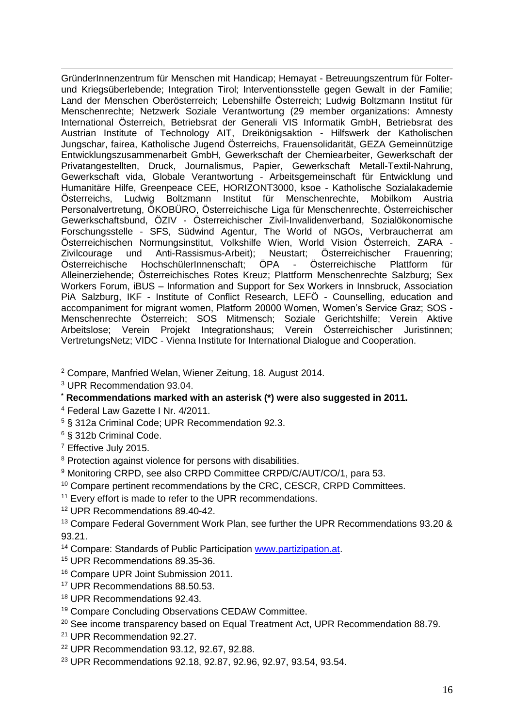GründerInnenzentrum für Menschen mit Handicap; Hemayat - Betreuungszentrum für Folter- und Kriegsüberlebende; Integration Tirol; Interventionsstelle gegen Gewalt in der Familie; Land der Menschen Oberösterreich; Lebenshilfe Österreich; Ludwig Boltzmann Institut für Menschenrechte; Netzwerk Soziale Verantwortung (29 member organizations: Amnesty International Österreich, Betriebsrat der Generali VIS Informatik GmbH, Betriebsrat des Austrian Institute of Technology AIT, Dreikönigsaktion - Hilfswerk der Katholischen Jungschar, fairea, Katholische Jugend Österreichs, Frauensolidarität, GEZA Gemeinnützige Entwicklungszusammenarbeit GmbH, Gewerkschaft der Chemiearbeiter, Gewerkschaft der Privatangestellten, Druck, Journalismus, Papier, Gewerkschaft Metall-Textil-Nahrung, Gewerkschaft vida, Globale Verantwortung - Arbeitsgemeinschaft für Entwicklung und Humanitäre Hilfe, Greenpeace CEE, HORIZONT3000, ksoe - Katholische Sozialakademie Österreichs, Ludwig Boltzmann Institut für Menschenrechte, Mobilkom Austria Personalvertretung, ÖKOBÜRO, Österreichische Liga für Menschenrechte, Österreichischer Gewerkschaftsbund, ÖZIV - Österreichischer Zivil-Invalidenverband, Sozialökonomische Forschungsstelle - SFS, Südwind Agentur, The World of NGOs, Verbraucherrat am Österreichischen Normungsinstitut, Volkshilfe Wien, World Vision Österreich, ZARA - Zivilcourage und Anti-Rassismus-Arbeit); Neustart; Österreichischer Frauenring; Österreichische HochschülerInnenschaft; ÖPA - Österreichische Plattform für Alleinerziehende; Österreichisches Rotes Kreuz; Plattform Menschenrechte Salzburg; Sex Workers Forum, iBUS – Information and Support for Sex Workers in Innsbruck, Association PiA Salzburg, IKF - Institute of Conflict Research, LEFÖ - Counselling, education and accompaniment for migrant women, Platform 20000 Women, Women's Service Graz; SOS - Menschenrechte Österreich; SOS Mitmensch; Soziale Gerichtshilfe; Verein Aktive Arbeitslose; Verein Projekt Integrationshaus; Verein Österreichischer Juristinnen; VertretungsNetz; VIDC - Vienna Institute for International Dialogue and Cooperation.

[2] Compare, Manfried Welan, Wiener Zeitung, 18. August 2014.

[3] UPR Recommendation 93.04.

[*] **Recommendations marked with an asterisk (*) were also suggested in 2011.**

[4] Federal Law Gazette I Nr. 4/2011.

[5] § 312a Criminal Code; UPR Recommendation 92.3.

[6] § 312b Criminal Code.

[7] Effective July 2015.

[8] Protection against violence for persons with disabilities.

[9] Monitoring CRPD, see also CRPD Committee CRPD/C/AUT/CO/1, para 53.

[10] Compare pertinent recommendations by the CRC, CESCR, CRPD Committees.

[11] Every effort is made to refer to the UPR recommendations.

[12] UPR Recommendations 89.40-42.

[13] Compare Federal Government Work Plan, see further the UPR Recommendations 93.20 & 93.21.

[14] Compare: Standards of Public Participation www.partizipation.at.

[15] UPR Recommendations 89.35-36.

[16] Compare UPR Joint Submission 2011.

[17] UPR Recommendations 88.50.53.

[18] UPR Recommendations 92.43.

[19] Compare Concluding Observations CEDAW Committee.

[20] See income transparency based on Equal Treatment Act, UPR Recommendation 88.79.

[21] UPR Recommendation 92.27.

[22] UPR Recommendation 93.12, 92.67, 92.88.

[23] UPR Recommendations 92.18, 92.87, 92.96, 92.97, 93.54, 93.54.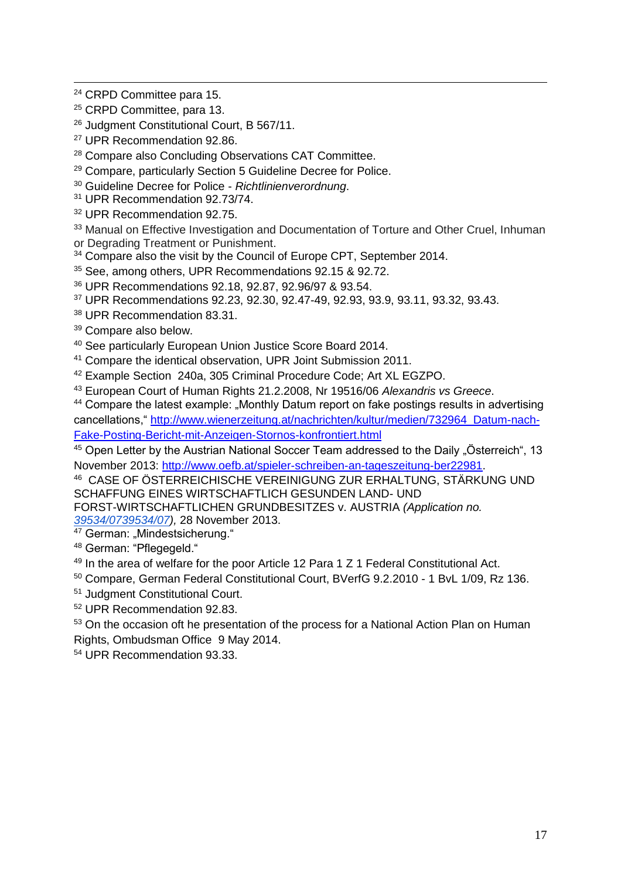[24] CRPD Committee para 15.

[25] CRPD Committee, para 13.

[26] Judgment Constitutional Court, B 567/11.

[27] UPR Recommendation 92.86.

[28] Compare also Concluding Observations CAT Committee.

[29] Compare, particularly Section 5 Guideline Decree for Police.

[30] Guideline Decree for Police - *Richtlinienverordnung*.

[31] UPR Recommendation 92.73/74.

[32] UPR Recommendation 92.75.

[33] Manual on Effective Investigation and Documentation of Torture and Other Cruel, Inhuman or Degrading Treatment or Punishment.

[34] Compare also the visit by the Council of Europe CPT, September 2014.

[35] See, among others, UPR Recommendations 92.15 & 92.72.

[36] UPR Recommendations 92.18, 92.87, 92.96/97 & 93.54.

[37] UPR Recommendations 92.23, 92.30, 92.47-49, 92.93, 93.9, 93.11, 93.32, 93.43.

[38] UPR Recommendation 83.31.

[39] Compare also below.

[40] See particularly European Union Justice Score Board 2014.

[41] Compare the identical observation, UPR Joint Submission 2011.

[42] Example Section 240a, 305 Criminal Procedure Code; Art XL EGZPO.

[43] European Court of Human Rights 21.2.2008, Nr 19516/06 *Alexandris vs Greece*.

[44] Compare the latest example: „Monthly Datum report on fake postings results in advertising cancellations," http://www.wienerzeitung.at/nachrichten/kultur/medien/732964_Datum-nach-Fake-Posting-Bericht-mit-Anzeigen-Stornos-konfrontiert.html

[45] Open Letter by the Austrian National Soccer Team addressed to the Daily „Österreich", 13 November 2013: http://www.oefb.at/spieler-schreiben-an-tageszeitung-ber22981.

[46] CASE OF ÖSTERREICHISCHE VEREINIGUNG ZUR ERHALTUNG, STÄRKUNG UND SCHAFFUNG EINES WIRTSCHAFTLICH GESUNDEN LAND- UND FORST-WIRTSCHAFTLICHEN GRUNDBESITZES v. AUSTRIA *(Application no. 39534/0739534/07)*, 28 November 2013.

[47] German: „Mindestsicherung."

[48] German: "Pflegegeld."

[49] In the area of welfare for the poor Article 12 Para 1 Z 1 Federal Constitutional Act.

[50] Compare, German Federal Constitutional Court, BVerfG 9.2.2010 - 1 BvL 1/09, Rz 136.

[51] Judgment Constitutional Court.

[52] UPR Recommendation 92.83.

[53] On the occasion oft he presentation of the process for a National Action Plan on Human Rights, Ombudsman Office 9 May 2014.

[54] UPR Recommendation 93.33.